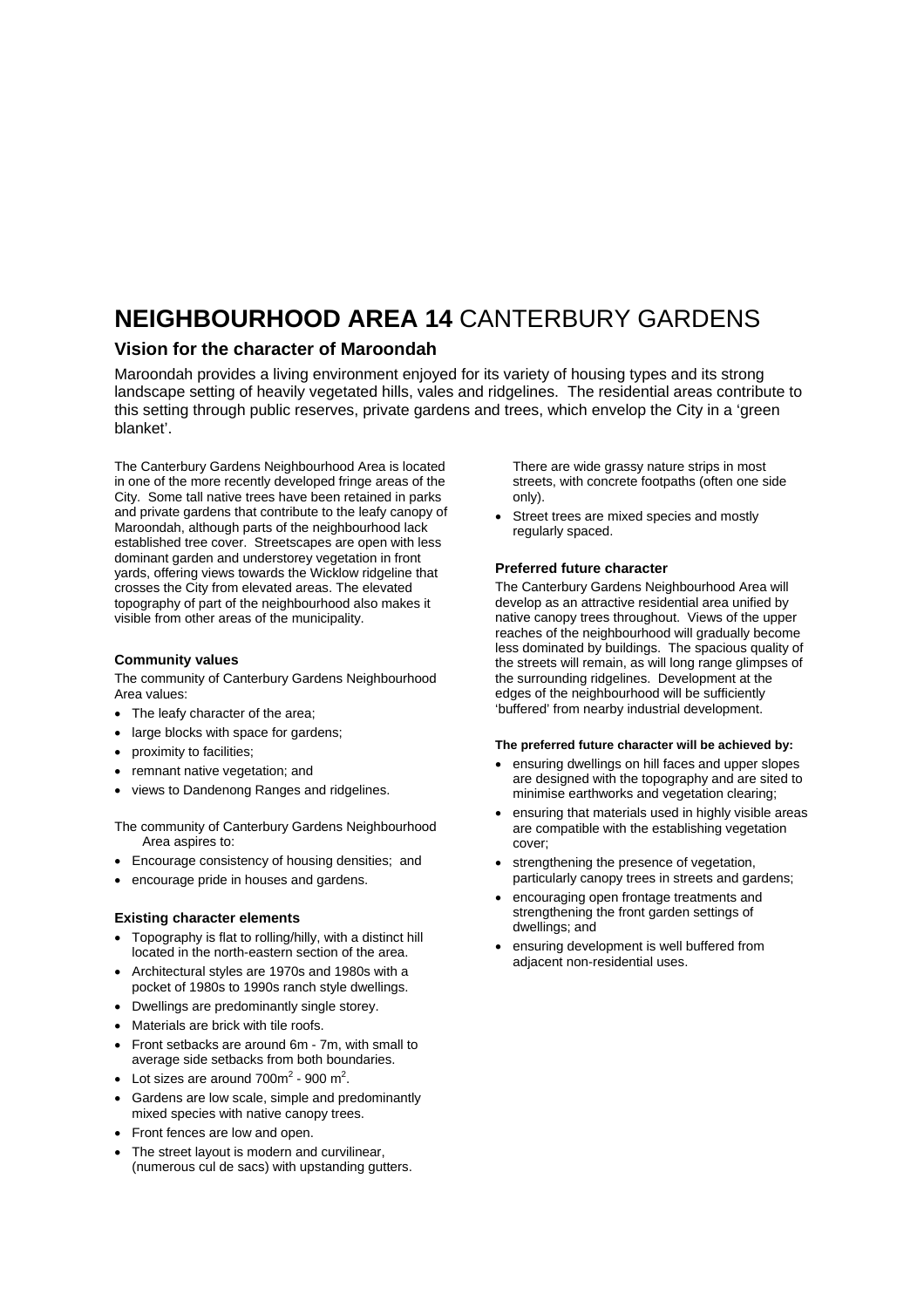# **NEIGHBOURHOOD AREA 14** CANTERBURY GARDENS

## Vision for the character of Maroondah

Maroondah provides a living environment enjoyed for its variety of housing types and its strong landscape setting of heavily vegetated hills, vales and ridgelines. The residential areas contribute to this setting through public reserves, private gardens and trees, which envelop the City in a 'green blanket'.

The Canterbury Gardens Neighbourhood Area is located in one of the more recently developed fringe areas of the City. Some tall native trees have been retained in parks and private gardens that contribute to the leafy canopy of Maroondah, although parts of the neighbourhood lack established tree cover. Streetscapes are open with less dominant garden and understorey vegetation in front yards, offering views towards the Wicklow ridgeline that crosses the City from elevated areas. The elevated topography of part of the neighbourhood also makes it visible from other areas of the municipality.

### Community values

The community of Canterbury Gardens Neighbourhood Area values:

- The leafy character of the area;
- large blocks with space for gardens;
- proximity to facilities;
- remnant native vegetation; and
- views to Dandenong Ranges and ridgelines.

The community of Canterbury Gardens Neighbourhood Area aspires to:

- Encourage consistency of housing densities; and
- encourage pride in houses and gardens.

### Existing character elements

- Topography is flat to rolling/hilly, with a distinct hill located in the north-eastern section of the area.
- Architectural styles are 1970s and 1980s with a pocket of 1980s to 1990s ranch style dwellings.
- Dwellings are predominantly single storey.
- Materials are brick with tile roofs.
- Front setbacks are around 6m - 7m, with small to average side setbacks from both boundaries.
- Lot sizes are around $700m^2$ - $900\ m^2$.
- Gardens are low scale, simple and predominantly mixed species with native canopy trees.
- Front fences are low and open.
- The street layout is modern and curvilinear, (numerous cul de sacs) with upstanding gutters. There are wide grassy nature strips in most streets, with concrete footpaths (often one side only).
- Street trees are mixed species and mostly regularly spaced.

### Preferred future character

The Canterbury Gardens Neighbourhood Area will develop as an attractive residential area unified by native canopy trees throughout. Views of the upper reaches of the neighbourhood will gradually become less dominated by buildings. The spacious quality of the streets will remain, as will long range glimpses of the surrounding ridgelines. Development at the edges of the neighbourhood will be sufficiently 'buffered' from nearby industrial development.

#### The preferred future character will be achieved by:

- ensuring dwellings on hill faces and upper slopes are designed with the topography and are sited to minimise earthworks and vegetation clearing;
- ensuring that materials used in highly visible areas are compatible with the establishing vegetation cover;
- strengthening the presence of vegetation, particularly canopy trees in streets and gardens;
- encouraging open frontage treatments and strengthening the front garden settings of dwellings; and
- ensuring development is well buffered from adjacent non-residential uses.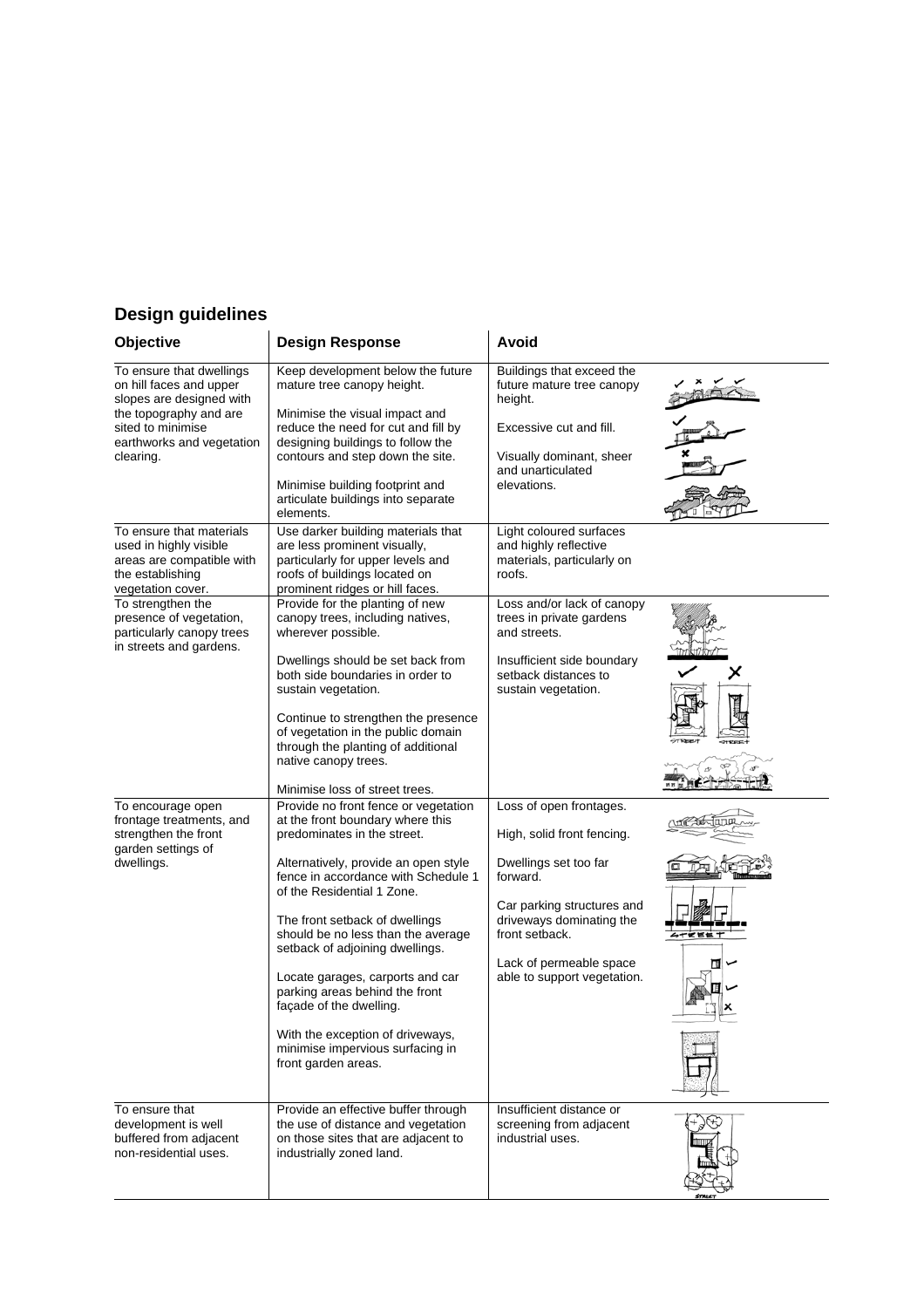## Design guidelines

| Objective | Design Response | Avoid |
|---|---|---|
| To ensure that dwellings on hill faces and upper slopes are designed with the topography and are sited to minimise earthworks and vegetation clearing. | Keep development below the future mature tree canopy height.<br><br>Minimise the visual impact and reduce the need for cut and fill by designing buildings to follow the contours and step down the site.<br><br>Minimise building footprint and articulate buildings into separate elements. | Buildings that exceed the future mature tree canopy height.<br><br>Excessive cut and fill.<br><br>Visually dominant, sheer and unarticulated elevations. |
| To ensure that materials used in highly visible areas are compatible with the establishing vegetation cover. | Use darker building materials that are less prominent visually, particularly for upper levels and roofs of buildings located on prominent ridges or hill faces. | Light coloured surfaces and highly reflective materials, particularly on roofs. |
| To strengthen the presence of vegetation, particularly canopy trees in streets and gardens. | Provide for the planting of new canopy trees, including natives, wherever possible.<br><br>Dwellings should be set back from both side boundaries in order to sustain vegetation.<br><br>Continue to strengthen the presence of vegetation in the public domain through the planting of additional native canopy trees.<br><br>Minimise loss of street trees. | Loss and/or lack of canopy trees in private gardens and streets.<br><br>Insufficient side boundary setback distances to sustain vegetation. |
| To encourage open frontage treatments, and strengthen the front garden settings of dwellings. | Provide no front fence or vegetation at the front boundary where this predominates in the street.<br><br>Alternatively, provide an open style fence in accordance with Schedule 1 of the Residential 1 Zone.<br><br>The front setback of dwellings should be no less than the average setback of adjoining dwellings.<br><br>Locate garages, carports and car parking areas behind the front façade of the dwelling.<br><br>With the exception of driveways, minimise impervious surfacing in front garden areas. | Loss of open frontages.<br><br>High, solid front fencing.<br><br>Dwellings set too far forward.<br><br>Car parking structures and driveways dominating the front setback.<br><br>Lack of permeable space able to support vegetation. |
| To ensure that development is well buffered from adjacent non-residential uses. | Provide an effective buffer through the use of distance and vegetation on those sites that are adjacent to industrially zoned land. | Insufficient distance or screening from adjacent industrial uses. |